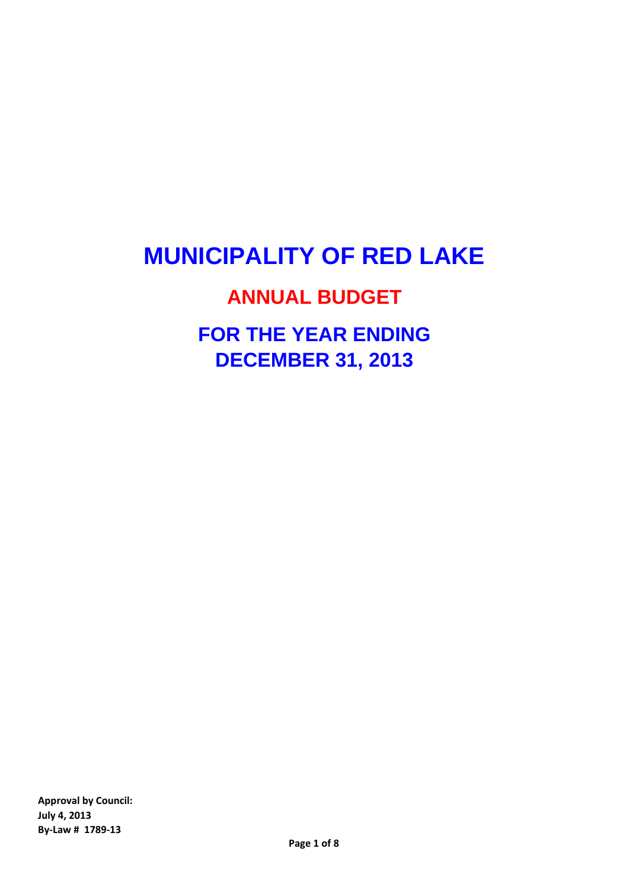# MUNICIPALITY OF RED LAKE

## ANNUAL BUDGET

## FOR THE YEAR ENDING DECEMBER 31, 2013

**Approval by Council:**
**July 4, 2013**
**By-Law # 1789-13**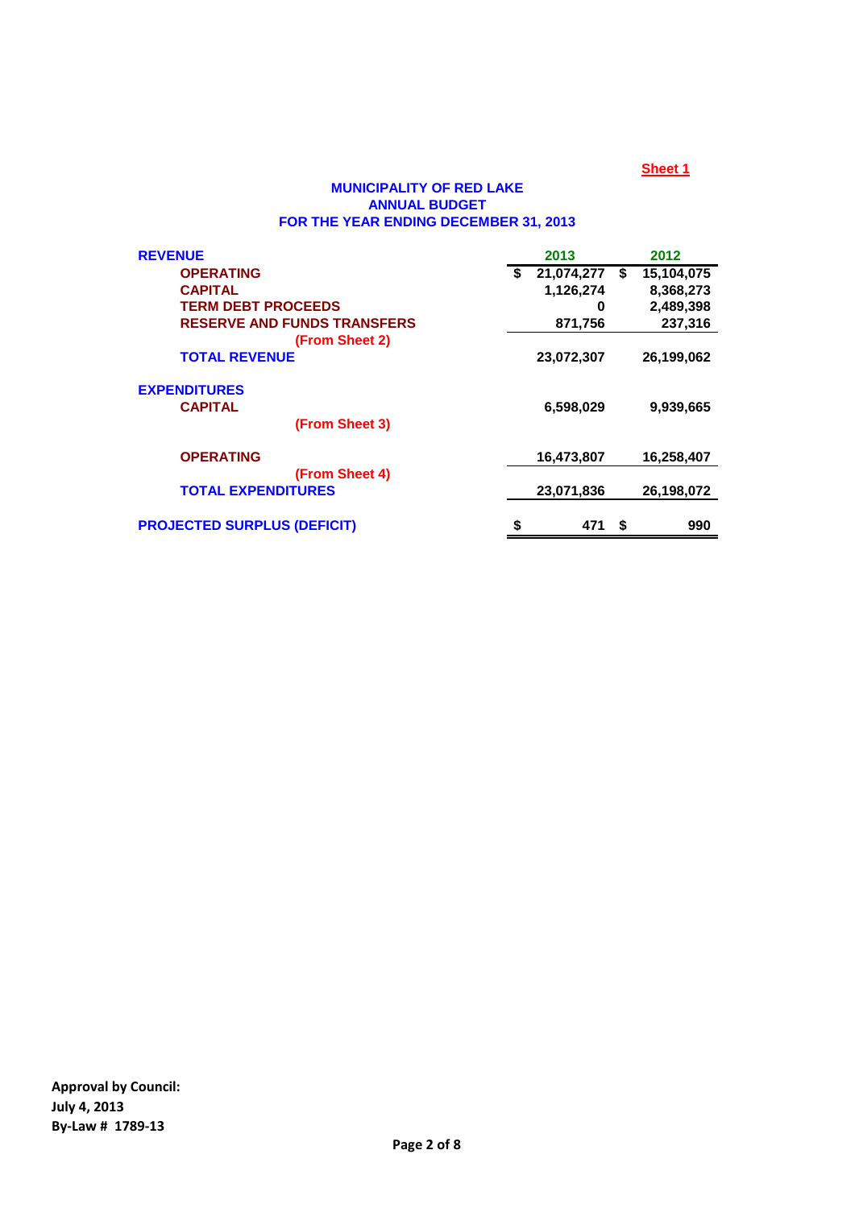Sheet 1

## MUNICIPALITY OF RED LAKE
## ANNUAL BUDGET
## FOR THE YEAR ENDING DECEMBER 31, 2013

| REVENUE | 2013 | 2012 |
|---|---|---|
| OPERATING | $ 21,074,277 | $ 15,104,075 |
| CAPITAL | 1,126,274 | 8,368,273 |
| TERM DEBT PROCEEDS | 0 | 2,489,398 |
| RESERVE AND FUNDS TRANSFERS | 871,756 | 237,316 |
| (From Sheet 2) | | |
| **TOTAL REVENUE** | 23,072,307 | 26,199,062 |
| **EXPENDITURES** | | |
| CAPITAL | 6,598,029 | 9,939,665 |
| (From Sheet 3) | | |
| OPERATING | 16,473,807 | 16,258,407 |
| (From Sheet 4) | | |
| **TOTAL EXPENDITURES** | 23,071,836 | 26,198,072 |
| **PROJECTED SURPLUS (DEFICIT)** | $ 471 | $ 990 |

**Approval by Council:**
**July 4, 2013**
**By-Law # 1789-13**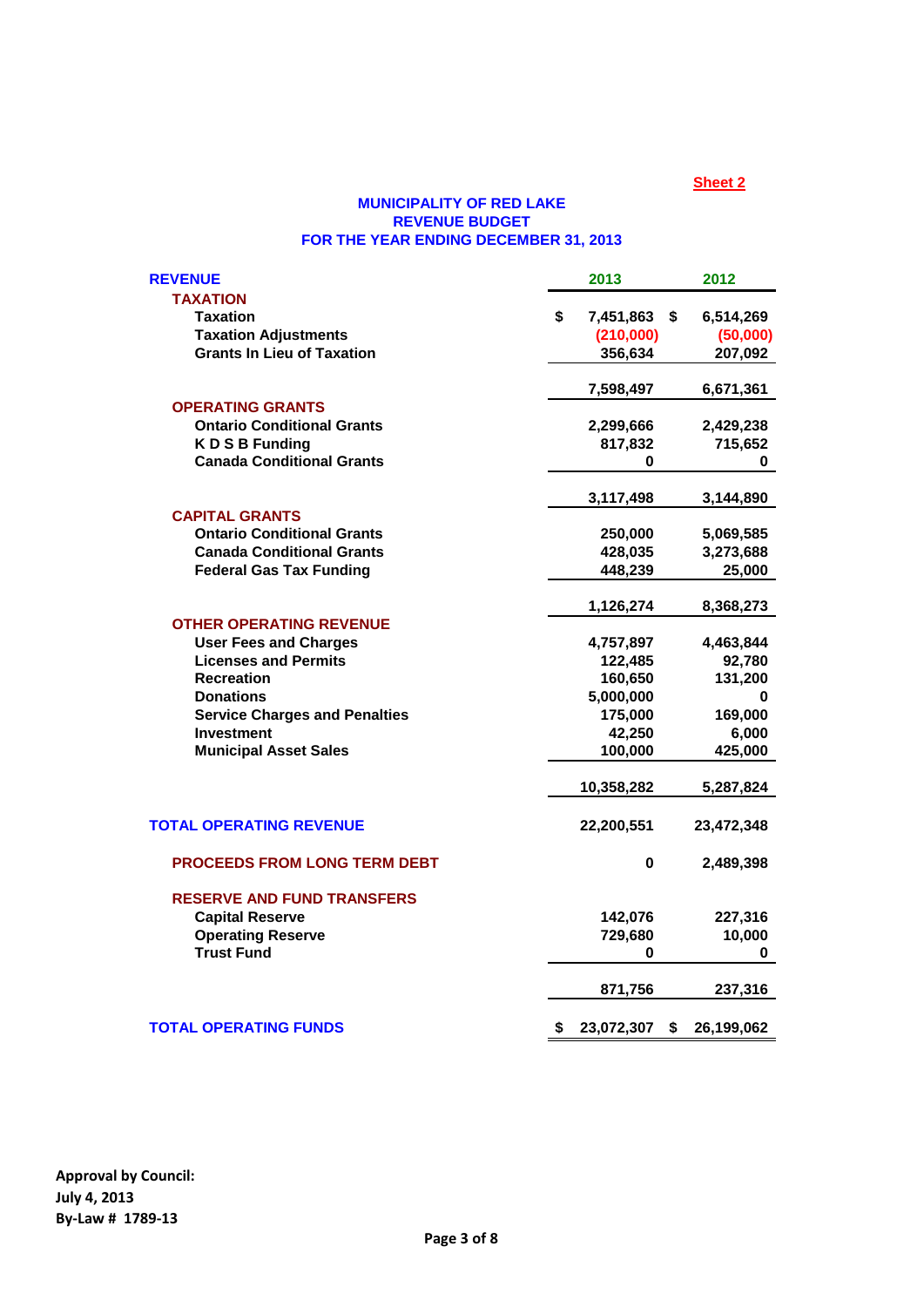**Sheet 2**

## MUNICIPALITY OF RED LAKE
## REVENUE BUDGET
## FOR THE YEAR ENDING DECEMBER 31, 2013

| REVENUE | 2013 | 2012 |
|---|---|---|
| **TAXATION** | | |
| Taxation | $ 7,451,863 | $ 6,514,269 |
| Taxation Adjustments | (210,000) | (50,000) |
| Grants In Lieu of Taxation | 356,634 | 207,092 |
| | 7,598,497 | 6,671,361 |
| **OPERATING GRANTS** | | |
| Ontario Conditional Grants | 2,299,666 | 2,429,238 |
| K D S B Funding | 817,832 | 715,652 |
| Canada Conditional Grants | 0 | 0 |
| | 3,117,498 | 3,144,890 |
| **CAPITAL GRANTS** | | |
| Ontario Conditional Grants | 250,000 | 5,069,585 |
| Canada Conditional Grants | 428,035 | 3,273,688 |
| Federal Gas Tax Funding | 448,239 | 25,000 |
| | 1,126,274 | 8,368,273 |
| **OTHER OPERATING REVENUE** | | |
| User Fees and Charges | 4,757,897 | 4,463,844 |
| Licenses and Permits | 122,485 | 92,780 |
| Recreation | 160,650 | 131,200 |
| Donations | 5,000,000 | 0 |
| Service Charges and Penalties | 175,000 | 169,000 |
| Investment | 42,250 | 6,000 |
| Municipal Asset Sales | 100,000 | 425,000 |
| | 10,358,282 | 5,287,824 |
| **TOTAL OPERATING REVENUE** | 22,200,551 | 23,472,348 |
| **PROCEEDS FROM LONG TERM DEBT** | 0 | 2,489,398 |
| **RESERVE AND FUND TRANSFERS** | | |
| Capital Reserve | 142,076 | 227,316 |
| Operating Reserve | 729,680 | 10,000 |
| Trust Fund | 0 | 0 |
| | 871,756 | 237,316 |
| **TOTAL OPERATING FUNDS** | $ 23,072,307 | $ 26,199,062 |

**Approval by Council:**
**July 4, 2013**
**By-Law # 1789-13**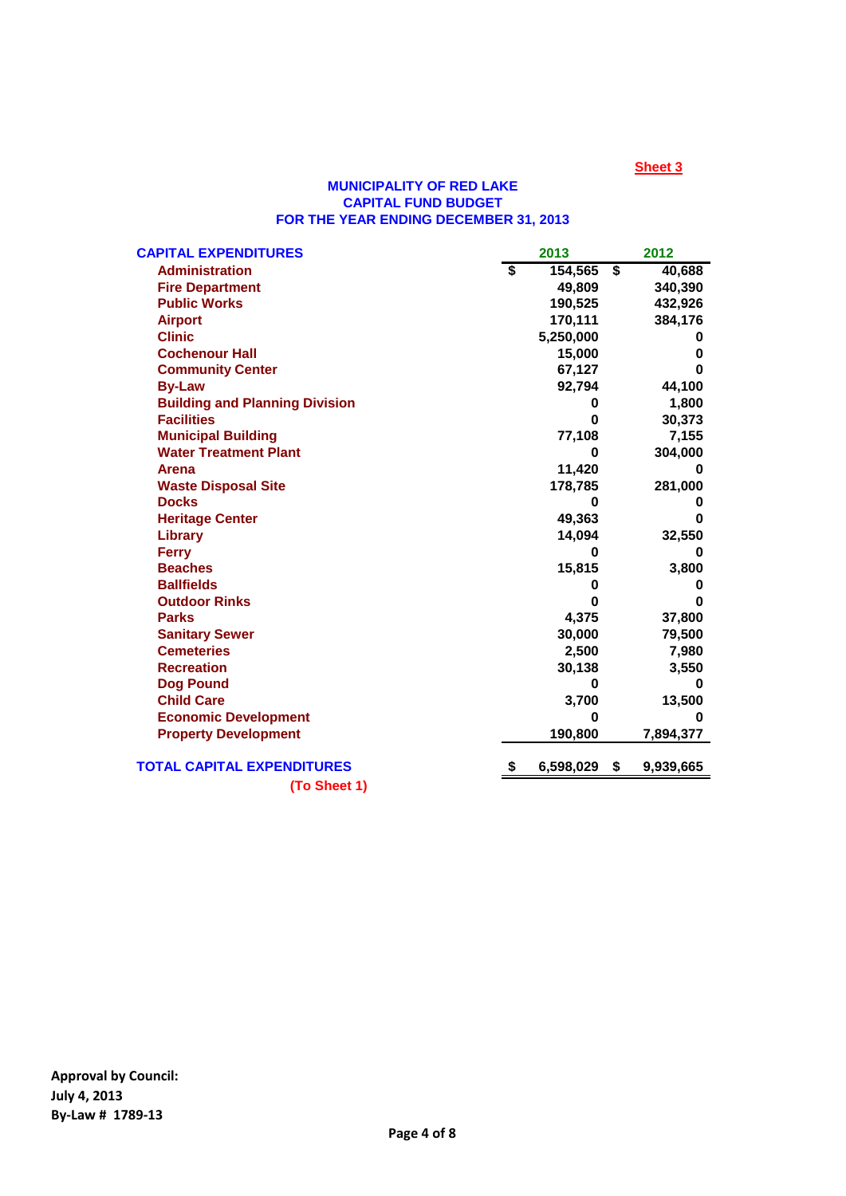**Sheet 3**

# MUNICIPALITY OF RED LAKE
## CAPITAL FUND BUDGET
## FOR THE YEAR ENDING DECEMBER 31, 2013

| CAPITAL EXPENDITURES | 2013 | 2012 |
|---|---|---|
| Administration | $ 154,565 | $ 40,688 |
| Fire Department | 49,809 | 340,390 |
| Public Works | 190,525 | 432,926 |
| Airport | 170,111 | 384,176 |
| Clinic | 5,250,000 | 0 |
| Cochenour Hall | 15,000 | 0 |
| Community Center | 67,127 | 0 |
| By-Law | 92,794 | 44,100 |
| Building and Planning Division | 0 | 1,800 |
| Facilities | 0 | 30,373 |
| Municipal Building | 77,108 | 7,155 |
| Water Treatment Plant | 0 | 304,000 |
| Arena | 11,420 | 0 |
| Waste Disposal Site | 178,785 | 281,000 |
| Docks | 0 | 0 |
| Heritage Center | 49,363 | 0 |
| Library | 14,094 | 32,550 |
| Ferry | 0 | 0 |
| Beaches | 15,815 | 3,800 |
| Ballfields | 0 | 0 |
| Outdoor Rinks | 0 | 0 |
| Parks | 4,375 | 37,800 |
| Sanitary Sewer | 30,000 | 79,500 |
| Cemeteries | 2,500 | 7,980 |
| Recreation | 30,138 | 3,550 |
| Dog Pound | 0 | 0 |
| Child Care | 3,700 | 13,500 |
| Economic Development | 0 | 0 |
| Property Development | 190,800 | 7,894,377 |
| **TOTAL CAPITAL EXPENDITURES** | **$ 6,598,029** | **$ 9,939,665** |

(To Sheet 1)

**Approval by Council:**
**July 4, 2013**
**By-Law # 1789-13**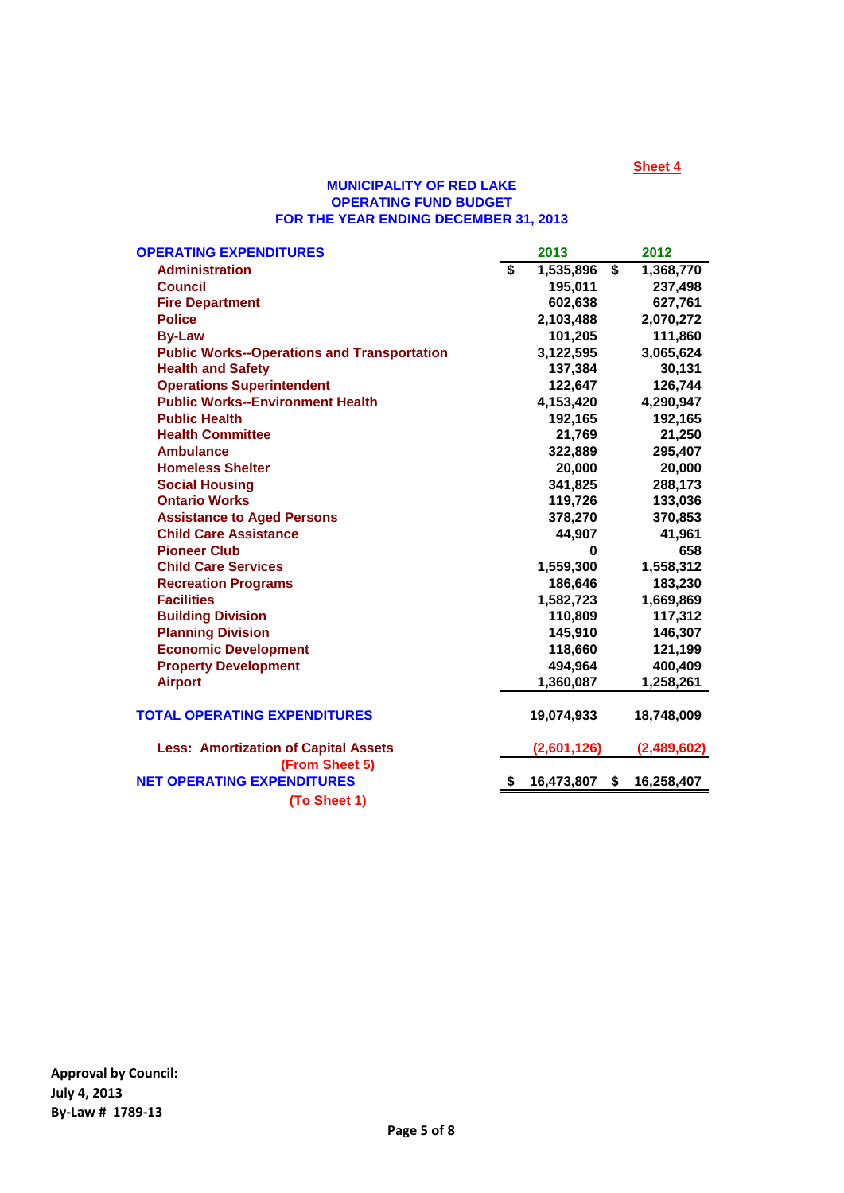Sheet 4

# MUNICIPALITY OF RED LAKE
## OPERATING FUND BUDGET
## FOR THE YEAR ENDING DECEMBER 31, 2013

| OPERATING EXPENDITURES | 2013 | 2012 |
|---|---|---|
| Administration | $ 1,535,896 | $ 1,368,770 |
| Council | 195,011 | 237,498 |
| Fire Department | 602,638 | 627,761 |
| Police | 2,103,488 | 2,070,272 |
| By-Law | 101,205 | 111,860 |
| Public Works--Operations and Transportation | 3,122,595 | 3,065,624 |
| Health and Safety | 137,384 | 30,131 |
| Operations Superintendent | 122,647 | 126,744 |
| Public Works--Environment Health | 4,153,420 | 4,290,947 |
| Public Health | 192,165 | 192,165 |
| Health Committee | 21,769 | 21,250 |
| Ambulance | 322,889 | 295,407 |
| Homeless Shelter | 20,000 | 20,000 |
| Social Housing | 341,825 | 288,173 |
| Ontario Works | 119,726 | 133,036 |
| Assistance to Aged Persons | 378,270 | 370,853 |
| Child Care Assistance | 44,907 | 41,961 |
| Pioneer Club | 0 | 658 |
| Child Care Services | 1,559,300 | 1,558,312 |
| Recreation Programs | 186,646 | 183,230 |
| Facilities | 1,582,723 | 1,669,869 |
| Building Division | 110,809 | 117,312 |
| Planning Division | 145,910 | 146,307 |
| Economic Development | 118,660 | 121,199 |
| Property Development | 494,964 | 400,409 |
| Airport | 1,360,087 | 1,258,261 |
| **TOTAL OPERATING EXPENDITURES** | 19,074,933 | 18,748,009 |
| Less: Amortization of Capital Assets (From Sheet 5) | (2,601,126) | (2,489,602) |
| **NET OPERATING EXPENDITURES** (To Sheet 1) | $ 16,473,807 | $ 16,258,407 |

**Approval by Council:**
**July 4, 2013**
**By-Law # 1789-13**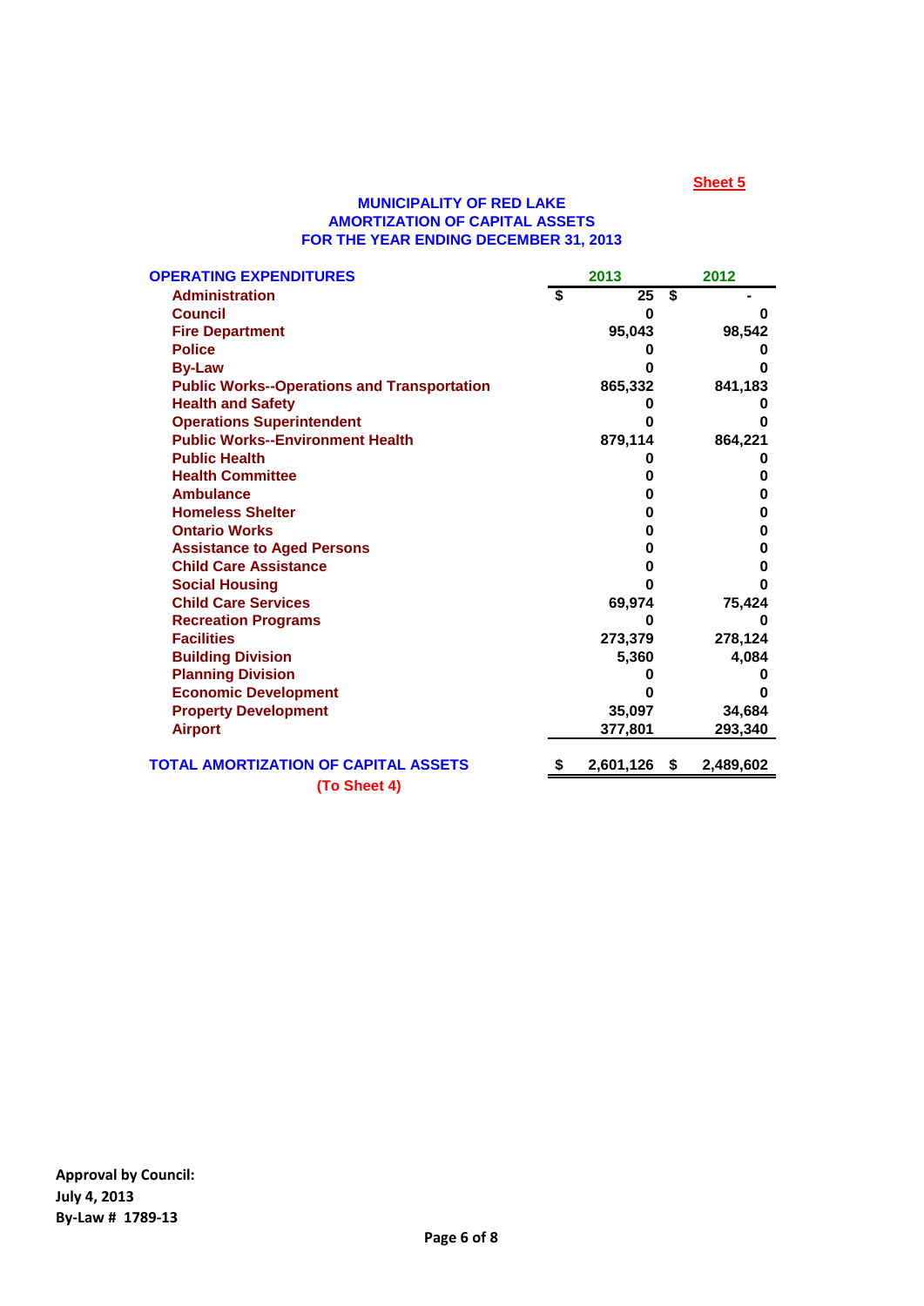**Sheet 5**

# MUNICIPALITY OF RED LAKE
## AMORTIZATION OF CAPITAL ASSETS
## FOR THE YEAR ENDING DECEMBER 31, 2013

| OPERATING EXPENDITURES | 2013 | 2012 |
|---|---|---|
| Administration | $ 25 | $ - |
| Council | 0 | 0 |
| Fire Department | 95,043 | 98,542 |
| Police | 0 | 0 |
| By-Law | 0 | 0 |
| Public Works--Operations and Transportation | 865,332 | 841,183 |
| Health and Safety | 0 | 0 |
| Operations Superintendent | 0 | 0 |
| Public Works--Environment Health | 879,114 | 864,221 |
| Public Health | 0 | 0 |
| Health Committee | 0 | 0 |
| Ambulance | 0 | 0 |
| Homeless Shelter | 0 | 0 |
| Ontario Works | 0 | 0 |
| Assistance to Aged Persons | 0 | 0 |
| Child Care Assistance | 0 | 0 |
| Social Housing | 0 | 0 |
| Child Care Services | 69,974 | 75,424 |
| Recreation Programs | 0 | 0 |
| Facilities | 273,379 | 278,124 |
| Building Division | 5,360 | 4,084 |
| Planning Division | 0 | 0 |
| Economic Development | 0 | 0 |
| Property Development | 35,097 | 34,684 |
| Airport | 377,801 | 293,340 |
| **TOTAL AMORTIZATION OF CAPITAL ASSETS** | **$ 2,601,126** | **$ 2,489,602** |

(To Sheet 4)

**Approval by Council:**
**July 4, 2013**
**By-Law # 1789-13**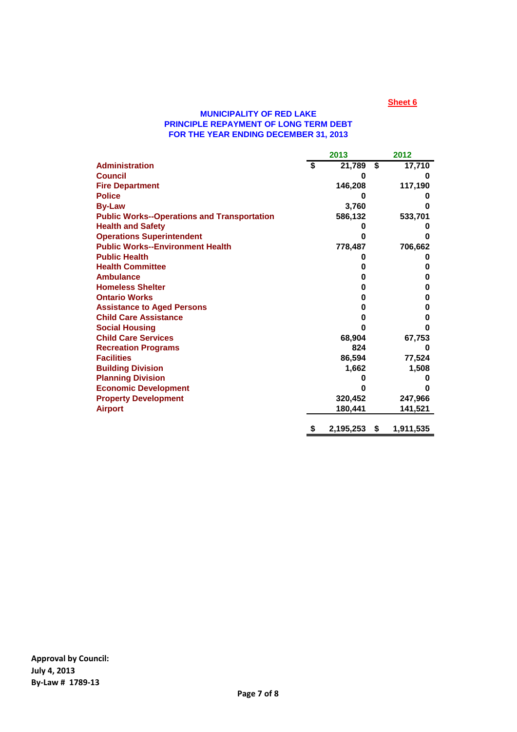**Sheet 6**

# MUNICIPALITY OF RED LAKE
## PRINCIPLE REPAYMENT OF LONG TERM DEBT
## FOR THE YEAR ENDING DECEMBER 31, 2013

| | 2013 | 2012 |
|---|---|---|
| **Administration** | $ 21,789 | $ 17,710 |
| **Council** | 0 | 0 |
| **Fire Department** | 146,208 | 117,190 |
| **Police** | 0 | 0 |
| **By-Law** | 3,760 | 0 |
| **Public Works--Operations and Transportation** | 586,132 | 533,701 |
| **Health and Safety** | 0 | 0 |
| **Operations Superintendent** | 0 | 0 |
| **Public Works--Environment Health** | 778,487 | 706,662 |
| **Public Health** | 0 | 0 |
| **Health Committee** | 0 | 0 |
| **Ambulance** | 0 | 0 |
| **Homeless Shelter** | 0 | 0 |
| **Ontario Works** | 0 | 0 |
| **Assistance to Aged Persons** | 0 | 0 |
| **Child Care Assistance** | 0 | 0 |
| **Social Housing** | 0 | 0 |
| **Child Care Services** | 68,904 | 67,753 |
| **Recreation Programs** | 824 | 0 |
| **Facilities** | 86,594 | 77,524 |
| **Building Division** | 1,662 | 1,508 |
| **Planning Division** | 0 | 0 |
| **Economic Development** | 0 | 0 |
| **Property Development** | 320,452 | 247,966 |
| **Airport** | 180,441 | 141,521 |
| | **$ 2,195,253** | **$ 1,911,535** |

**Approval by Council:**
**July 4, 2013**
**By-Law # 1789-13**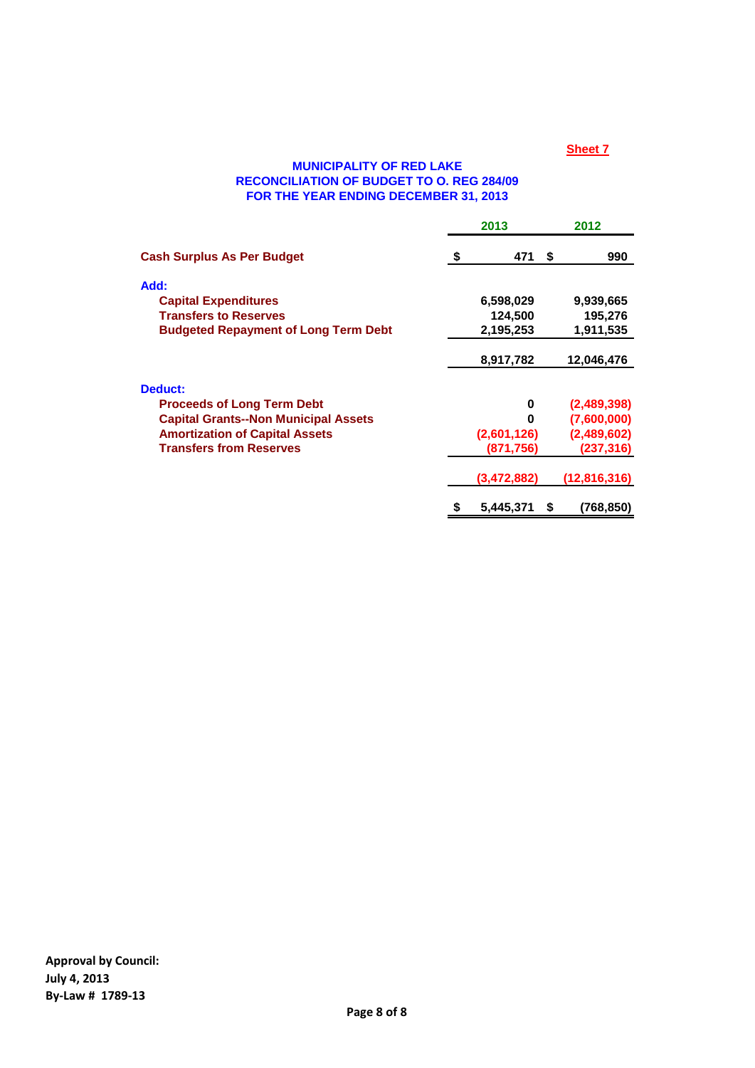Sheet 7

# MUNICIPALITY OF RED LAKE
## RECONCILIATION OF BUDGET TO O. REG 284/09
## FOR THE YEAR ENDING DECEMBER 31, 2013

| | 2013 | 2012 |
|---|---|---|
| **Cash Surplus As Per Budget** | $ 471 | $ 990 |
| **Add:** | | |
| Capital Expenditures | 6,598,029 | 9,939,665 |
| Transfers to Reserves | 124,500 | 195,276 |
| Budgeted Repayment of Long Term Debt | 2,195,253 | 1,911,535 |
| | 8,917,782 | 12,046,476 |
| **Deduct:** | | |
| Proceeds of Long Term Debt | 0 | (2,489,398) |
| Capital Grants--Non Municipal Assets | 0 | (7,600,000) |
| Amortization of Capital Assets | (2,601,126) | (2,489,602) |
| Transfers from Reserves | (871,756) | (237,316) |
| | (3,472,882) | (12,816,316) |
| | $ 5,445,371 | $ (768,850) |

**Approval by Council:**
**July 4, 2013**
**By-Law # 1789-13**